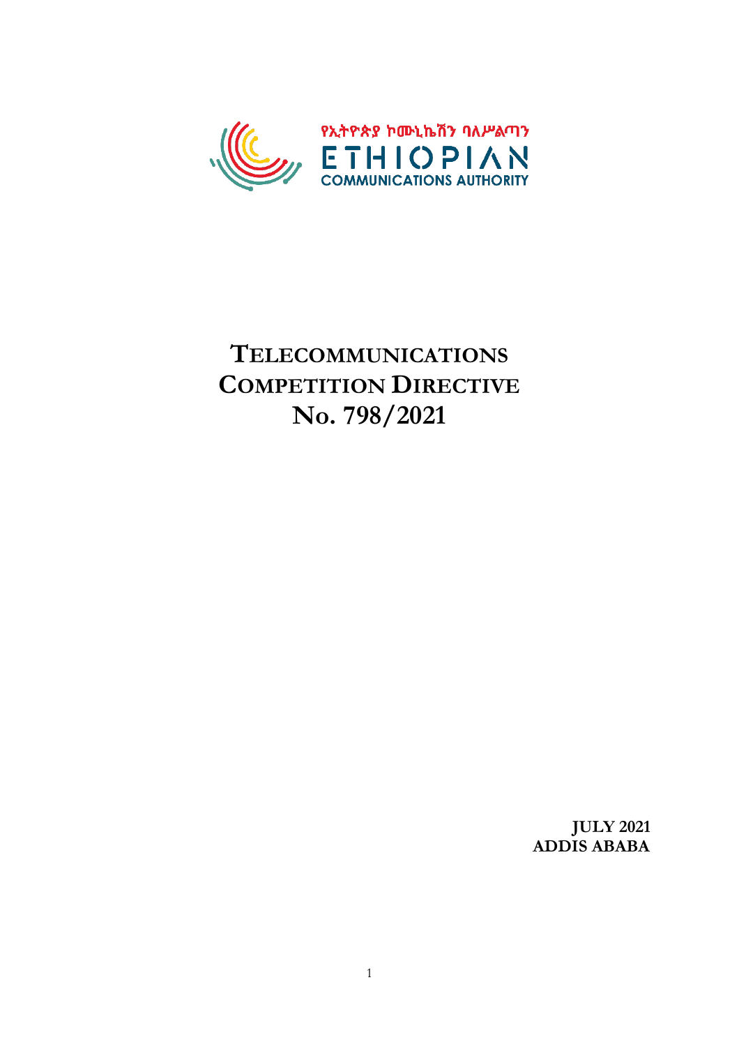የኢትዮጵያ ኮሙኒኬሽን ባለሥልጣን

ETHIOPIAN COMMUNICATIONS AUTHORITY

# TELECOMMUNICATIONS COMPETITION DIRECTIVE No. 798/2021

**JULY 2021**
**ADDIS ABABA**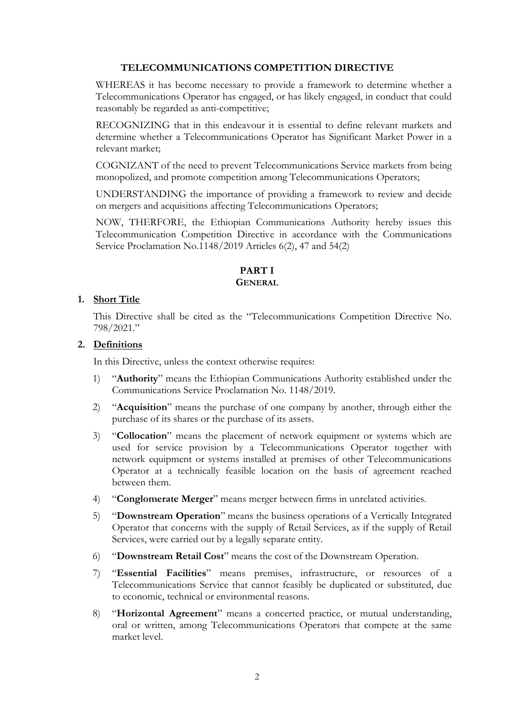# TELECOMMUNICATIONS COMPETITION DIRECTIVE

WHEREAS it has become necessary to provide a framework to determine whether a Telecommunications Operator has engaged, or has likely engaged, in conduct that could reasonably be regarded as anti-competitive;

RECOGNIZING that in this endeavour it is essential to define relevant markets and determine whether a Telecommunications Operator has Significant Market Power in a relevant market;

COGNIZANT of the need to prevent Telecommunications Service markets from being monopolized, and promote competition among Telecommunications Operators;

UNDERSTANDING the importance of providing a framework to review and decide on mergers and acquisitions affecting Telecommunications Operators;

NOW, THERFORE, the Ethiopian Communications Authority hereby issues this Telecommunication Competition Directive in accordance with the Communications Service Proclamation No.1148/2019 Articles 6(2), 47 and 54(2)

## PART I
## GENERAL

### 1. Short Title

This Directive shall be cited as the "Telecommunications Competition Directive No. 798/2021."

### 2. Definitions

In this Directive, unless the context otherwise requires:

1) "**Authority**" means the Ethiopian Communications Authority established under the Communications Service Proclamation No. 1148/2019.

2) "**Acquisition**" means the purchase of one company by another, through either the purchase of its shares or the purchase of its assets.

3) "**Collocation**" means the placement of network equipment or systems which are used for service provision by a Telecommunications Operator together with network equipment or systems installed at premises of other Telecommunications Operator at a technically feasible location on the basis of agreement reached between them.

4) "**Conglomerate Merger**" means merger between firms in unrelated activities.

5) "**Downstream Operation**" means the business operations of a Vertically Integrated Operator that concerns with the supply of Retail Services, as if the supply of Retail Services, were carried out by a legally separate entity.

6) "**Downstream Retail Cost**" means the cost of the Downstream Operation.

7) "**Essential Facilities**" means premises, infrastructure, or resources of a Telecommunications Service that cannot feasibly be duplicated or substituted, due to economic, technical or environmental reasons.

8) "**Horizontal Agreement**" means a concerted practice, or mutual understanding, oral or written, among Telecommunications Operators that compete at the same market level.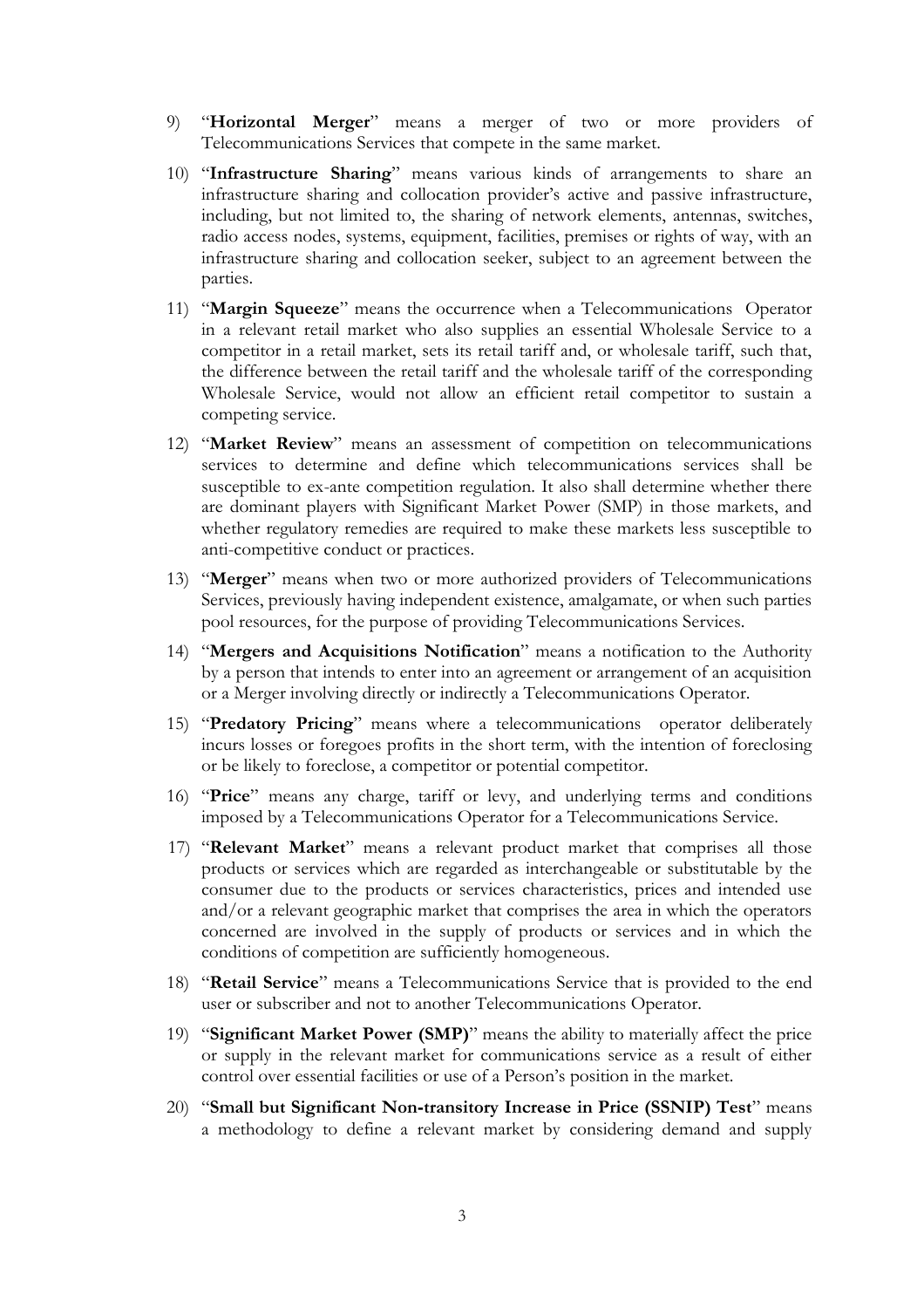9) "**Horizontal Merger**" means a merger of two or more providers of Telecommunications Services that compete in the same market.

10) "**Infrastructure Sharing**" means various kinds of arrangements to share an infrastructure sharing and collocation provider's active and passive infrastructure, including, but not limited to, the sharing of network elements, antennas, switches, radio access nodes, systems, equipment, facilities, premises or rights of way, with an infrastructure sharing and collocation seeker, subject to an agreement between the parties.

11) "**Margin Squeeze**" means the occurrence when a Telecommunications Operator in a relevant retail market who also supplies an essential Wholesale Service to a competitor in a retail market, sets its retail tariff and, or wholesale tariff, such that, the difference between the retail tariff and the wholesale tariff of the corresponding Wholesale Service, would not allow an efficient retail competitor to sustain a competing service.

12) "**Market Review**" means an assessment of competition on telecommunications services to determine and define which telecommunications services shall be susceptible to ex-ante competition regulation. It also shall determine whether there are dominant players with Significant Market Power (SMP) in those markets, and whether regulatory remedies are required to make these markets less susceptible to anti-competitive conduct or practices.

13) "**Merger**" means when two or more authorized providers of Telecommunications Services, previously having independent existence, amalgamate, or when such parties pool resources, for the purpose of providing Telecommunications Services.

14) "**Mergers and Acquisitions Notification**" means a notification to the Authority by a person that intends to enter into an agreement or arrangement of an acquisition or a Merger involving directly or indirectly a Telecommunications Operator.

15) "**Predatory Pricing**" means where a telecommunications operator deliberately incurs losses or foregoes profits in the short term, with the intention of foreclosing or be likely to foreclose, a competitor or potential competitor.

16) "**Price**" means any charge, tariff or levy, and underlying terms and conditions imposed by a Telecommunications Operator for a Telecommunications Service.

17) "**Relevant Market**" means a relevant product market that comprises all those products or services which are regarded as interchangeable or substitutable by the consumer due to the products or services characteristics, prices and intended use and/or a relevant geographic market that comprises the area in which the operators concerned are involved in the supply of products or services and in which the conditions of competition are sufficiently homogeneous.

18) "**Retail Service**" means a Telecommunications Service that is provided to the end user or subscriber and not to another Telecommunications Operator.

19) "**Significant Market Power (SMP)**" means the ability to materially affect the price or supply in the relevant market for communications service as a result of either control over essential facilities or use of a Person's position in the market.

20) "**Small but Significant Non-transitory Increase in Price (SSNIP) Test**" means a methodology to define a relevant market by considering demand and supply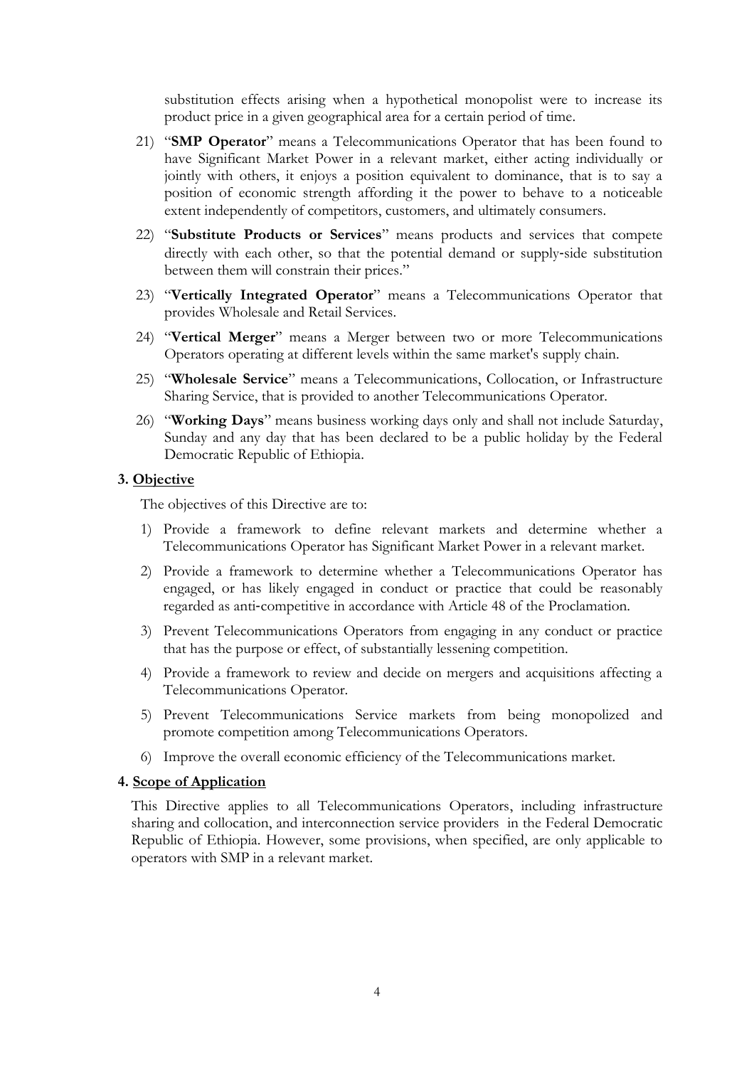substitution effects arising when a hypothetical monopolist were to increase its product price in a given geographical area for a certain period of time.

21) "**SMP Operator**" means a Telecommunications Operator that has been found to have Significant Market Power in a relevant market, either acting individually or jointly with others, it enjoys a position equivalent to dominance, that is to say a position of economic strength affording it the power to behave to a noticeable extent independently of competitors, customers, and ultimately consumers.

22) "**Substitute Products or Services**" means products and services that compete directly with each other, so that the potential demand or supply-side substitution between them will constrain their prices."

23) "**Vertically Integrated Operator**" means a Telecommunications Operator that provides Wholesale and Retail Services.

24) "**Vertical Merger**" means a Merger between two or more Telecommunications Operators operating at different levels within the same market's supply chain.

25) "**Wholesale Service**" means a Telecommunications, Collocation, or Infrastructure Sharing Service, that is provided to another Telecommunications Operator.

26) "**Working Days**" means business working days only and shall not include Saturday, Sunday and any day that has been declared to be a public holiday by the Federal Democratic Republic of Ethiopia.

### 3. Objective

The objectives of this Directive are to:

1) Provide a framework to define relevant markets and determine whether a Telecommunications Operator has Significant Market Power in a relevant market.
2) Provide a framework to determine whether a Telecommunications Operator has engaged, or has likely engaged in conduct or practice that could be reasonably regarded as anti-competitive in accordance with Article 48 of the Proclamation.
3) Prevent Telecommunications Operators from engaging in any conduct or practice that has the purpose or effect, of substantially lessening competition.
4) Provide a framework to review and decide on mergers and acquisitions affecting a Telecommunications Operator.
5) Prevent Telecommunications Service markets from being monopolized and promote competition among Telecommunications Operators.
6) Improve the overall economic efficiency of the Telecommunications market.

### 4. Scope of Application

This Directive applies to all Telecommunications Operators, including infrastructure sharing and collocation, and interconnection service providers in the Federal Democratic Republic of Ethiopia. However, some provisions, when specified, are only applicable to operators with SMP in a relevant market.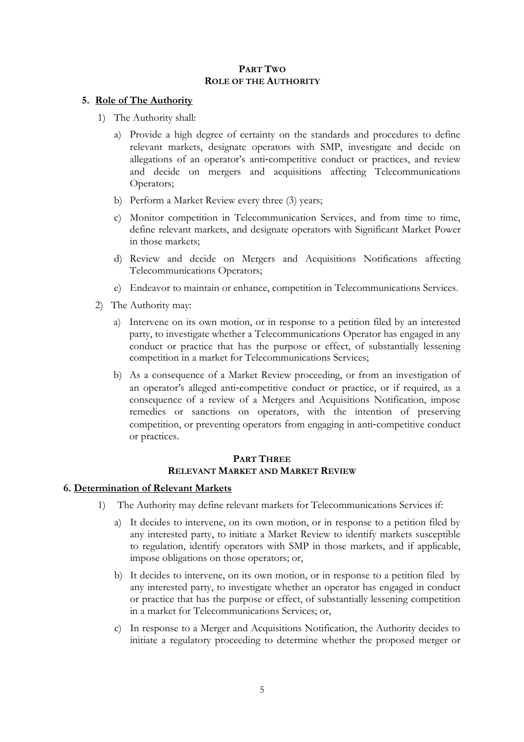## PART TWO
## ROLE OF THE AUTHORITY

### 5. Role of The Authority

1) The Authority shall:

   a) Provide a high degree of certainty on the standards and procedures to define relevant markets, designate operators with SMP, investigate and decide on allegations of an operator's anti-competitive conduct or practices, and review and decide on mergers and acquisitions affecting Telecommunications Operators;

   b) Perform a Market Review every three (3) years;

   c) Monitor competition in Telecommunication Services, and from time to time, define relevant markets, and designate operators with Significant Market Power in those markets;

   d) Review and decide on Mergers and Acquisitions Notifications affecting Telecommunications Operators;

   e) Endeavor to maintain or enhance, competition in Telecommunications Services.

2) The Authority may:

   a) Intervene on its own motion, or in response to a petition filed by an interested party, to investigate whether a Telecommunications Operator has engaged in any conduct or practice that has the purpose or effect, of substantially lessening competition in a market for Telecommunications Services;

   b) As a consequence of a Market Review proceeding, or from an investigation of an operator's alleged anti-competitive conduct or practice, or if required, as a consequence of a review of a Mergers and Acquisitions Notification, impose remedies or sanctions on operators, with the intention of preserving competition, or preventing operators from engaging in anti-competitive conduct or practices.

## PART THREE
## RELEVANT MARKET AND MARKET REVIEW

### 6. Determination of Relevant Markets

1) The Authority may define relevant markets for Telecommunications Services if:

   a) It decides to intervene, on its own motion, or in response to a petition filed by any interested party, to initiate a Market Review to identify markets susceptible to regulation, identify operators with SMP in those markets, and if applicable, impose obligations on those operators; or,

   b) It decides to intervene, on its own motion, or in response to a petition filed by any interested party, to investigate whether an operator has engaged in conduct or practice that has the purpose or effect, of substantially lessening competition in a market for Telecommunications Services; or,

   c) In response to a Merger and Acquisitions Notification, the Authority decides to initiate a regulatory proceeding to determine whether the proposed merger or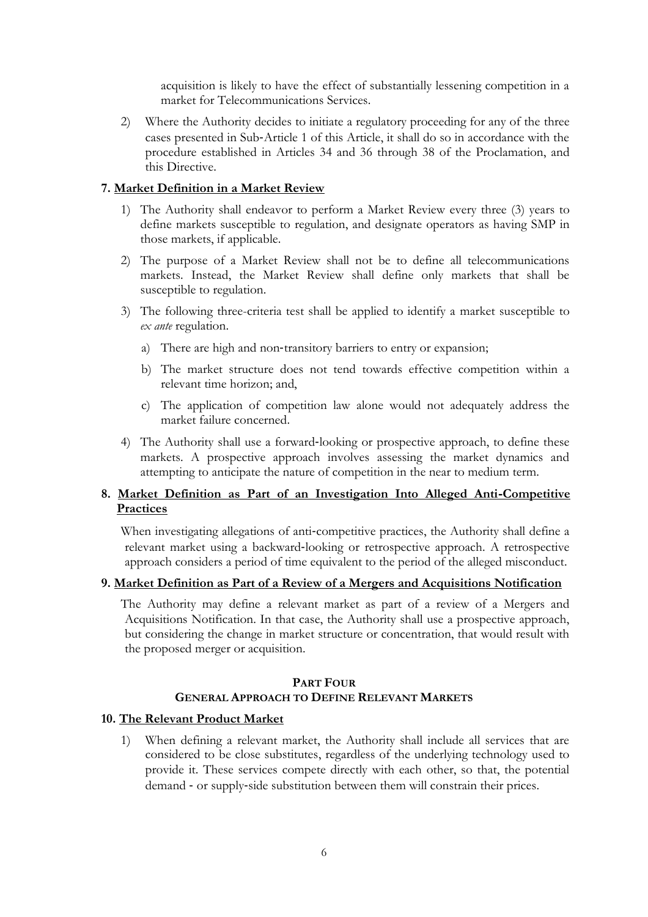acquisition is likely to have the effect of substantially lessening competition in a market for Telecommunications Services.

2) Where the Authority decides to initiate a regulatory proceeding for any of the three cases presented in Sub-Article 1 of this Article, it shall do so in accordance with the procedure established in Articles 34 and 36 through 38 of the Proclamation, and this Directive.

**7. Market Definition in a Market Review**

1) The Authority shall endeavor to perform a Market Review every three (3) years to define markets susceptible to regulation, and designate operators as having SMP in those markets, if applicable.

2) The purpose of a Market Review shall not be to define all telecommunications markets. Instead, the Market Review shall define only markets that shall be susceptible to regulation.

3) The following three-criteria test shall be applied to identify a market susceptible to *ex ante* regulation.

   a) There are high and non-transitory barriers to entry or expansion;

   b) The market structure does not tend towards effective competition within a relevant time horizon; and,

   c) The application of competition law alone would not adequately address the market failure concerned.

4) The Authority shall use a forward-looking or prospective approach, to define these markets. A prospective approach involves assessing the market dynamics and attempting to anticipate the nature of competition in the near to medium term.

**8. Market Definition as Part of an Investigation Into Alleged Anti-Competitive Practices**

When investigating allegations of anti-competitive practices, the Authority shall define a relevant market using a backward-looking or retrospective approach. A retrospective approach considers a period of time equivalent to the period of the alleged misconduct.

**9. Market Definition as Part of a Review of a Mergers and Acquisitions Notification**

The Authority may define a relevant market as part of a review of a Mergers and Acquisitions Notification. In that case, the Authority shall use a prospective approach, but considering the change in market structure or concentration, that would result with the proposed merger or acquisition.

## PART FOUR
## GENERAL APPROACH TO DEFINE RELEVANT MARKETS

**10. The Relevant Product Market**

1) When defining a relevant market, the Authority shall include all services that are considered to be close substitutes, regardless of the underlying technology used to provide it. These services compete directly with each other, so that, the potential demand - or supply-side substitution between them will constrain their prices.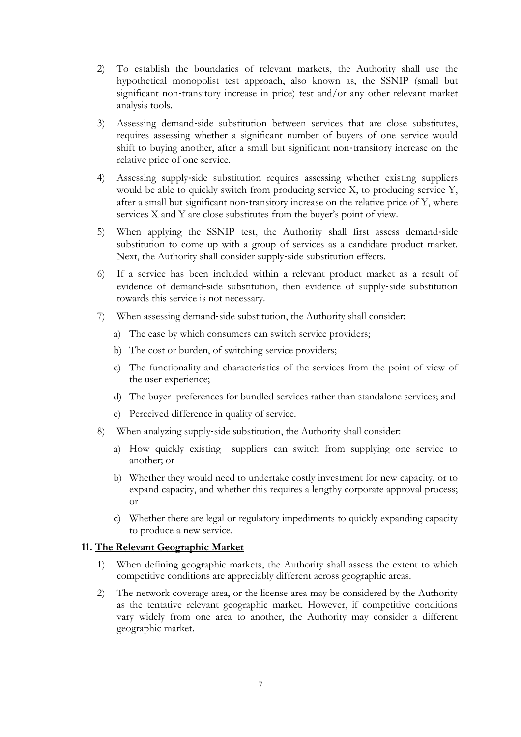2) To establish the boundaries of relevant markets, the Authority shall use the hypothetical monopolist test approach, also known as, the SSNIP (small but significant non-transitory increase in price) test and/or any other relevant market analysis tools.

3) Assessing demand-side substitution between services that are close substitutes, requires assessing whether a significant number of buyers of one service would shift to buying another, after a small but significant non-transitory increase on the relative price of one service.

4) Assessing supply-side substitution requires assessing whether existing suppliers would be able to quickly switch from producing service X, to producing service Y, after a small but significant non-transitory increase on the relative price of Y, where services X and Y are close substitutes from the buyer's point of view.

5) When applying the SSNIP test, the Authority shall first assess demand-side substitution to come up with a group of services as a candidate product market. Next, the Authority shall consider supply-side substitution effects.

6) If a service has been included within a relevant product market as a result of evidence of demand-side substitution, then evidence of supply-side substitution towards this service is not necessary.

7) When assessing demand-side substitution, the Authority shall consider:

   a) The ease by which consumers can switch service providers;

   b) The cost or burden, of switching service providers;

   c) The functionality and characteristics of the services from the point of view of the user experience;

   d) The buyer preferences for bundled services rather than standalone services; and

   e) Perceived difference in quality of service.

8) When analyzing supply-side substitution, the Authority shall consider:

   a) How quickly existing suppliers can switch from supplying one service to another; or

   b) Whether they would need to undertake costly investment for new capacity, or to expand capacity, and whether this requires a lengthy corporate approval process; or

   c) Whether there are legal or regulatory impediments to quickly expanding capacity to produce a new service.

**11. <u>The Relevant Geographic Market</u>**

1) When defining geographic markets, the Authority shall assess the extent to which competitive conditions are appreciably different across geographic areas.

2) The network coverage area, or the license area may be considered by the Authority as the tentative relevant geographic market. However, if competitive conditions vary widely from one area to another, the Authority may consider a different geographic market.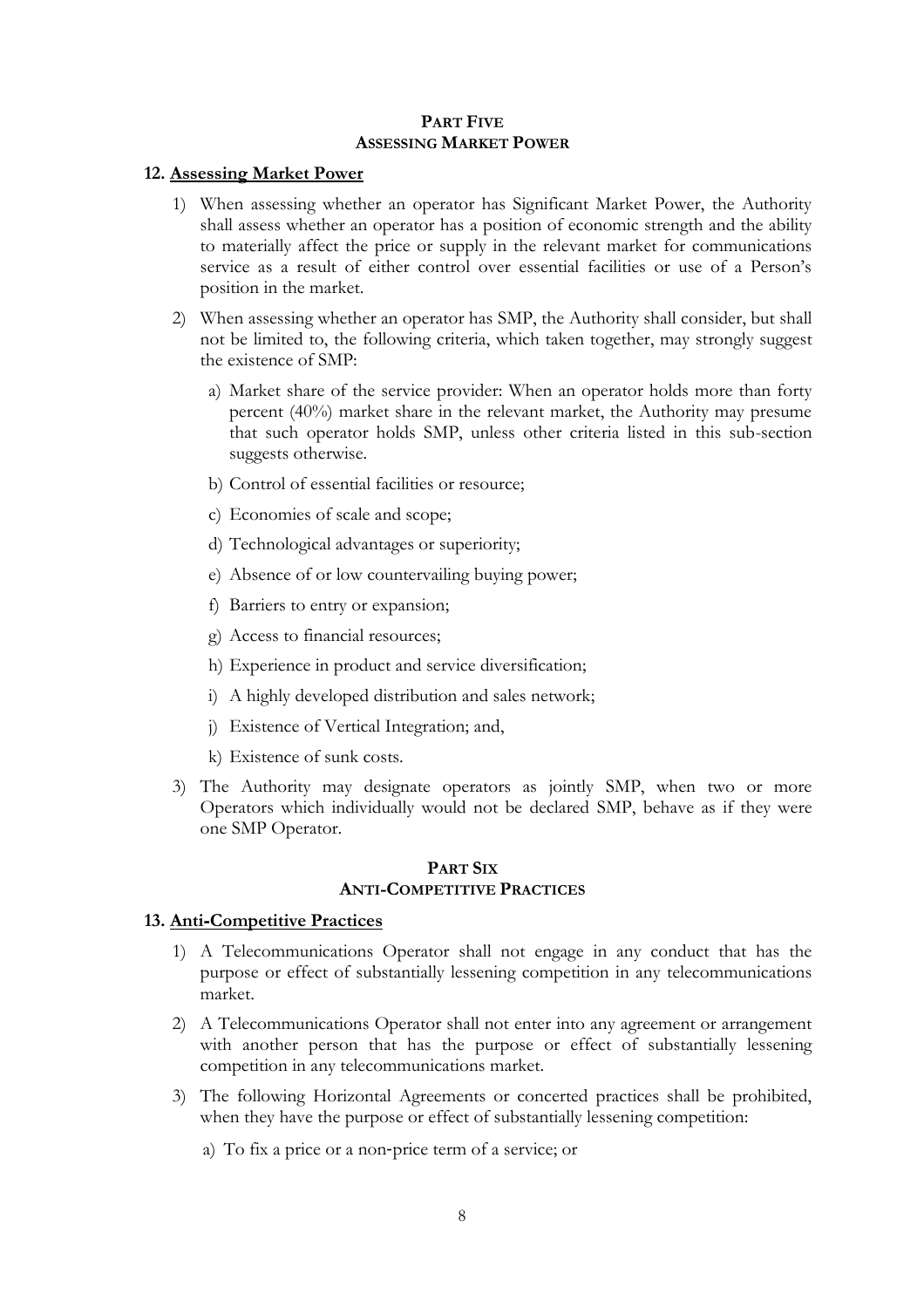## PART FIVE
## ASSESSING MARKET POWER

### 12. Assessing Market Power

1) When assessing whether an operator has Significant Market Power, the Authority shall assess whether an operator has a position of economic strength and the ability to materially affect the price or supply in the relevant market for communications service as a result of either control over essential facilities or use of a Person's position in the market.

2) When assessing whether an operator has SMP, the Authority shall consider, but shall not be limited to, the following criteria, which taken together, may strongly suggest the existence of SMP:

   a) Market share of the service provider: When an operator holds more than forty percent (40%) market share in the relevant market, the Authority may presume that such operator holds SMP, unless other criteria listed in this sub-section suggests otherwise.

   b) Control of essential facilities or resource;

   c) Economies of scale and scope;

   d) Technological advantages or superiority;

   e) Absence of or low countervailing buying power;

   f) Barriers to entry or expansion;

   g) Access to financial resources;

   h) Experience in product and service diversification;

   i) A highly developed distribution and sales network;

   j) Existence of Vertical Integration; and,

   k) Existence of sunk costs.

3) The Authority may designate operators as jointly SMP, when two or more Operators which individually would not be declared SMP, behave as if they were one SMP Operator.

## PART SIX
## ANTI-COMPETITIVE PRACTICES

### 13. Anti-Competitive Practices

1) A Telecommunications Operator shall not engage in any conduct that has the purpose or effect of substantially lessening competition in any telecommunications market.

2) A Telecommunications Operator shall not enter into any agreement or arrangement with another person that has the purpose or effect of substantially lessening competition in any telecommunications market.

3) The following Horizontal Agreements or concerted practices shall be prohibited, when they have the purpose or effect of substantially lessening competition:

   a) To fix a price or a non-price term of a service; or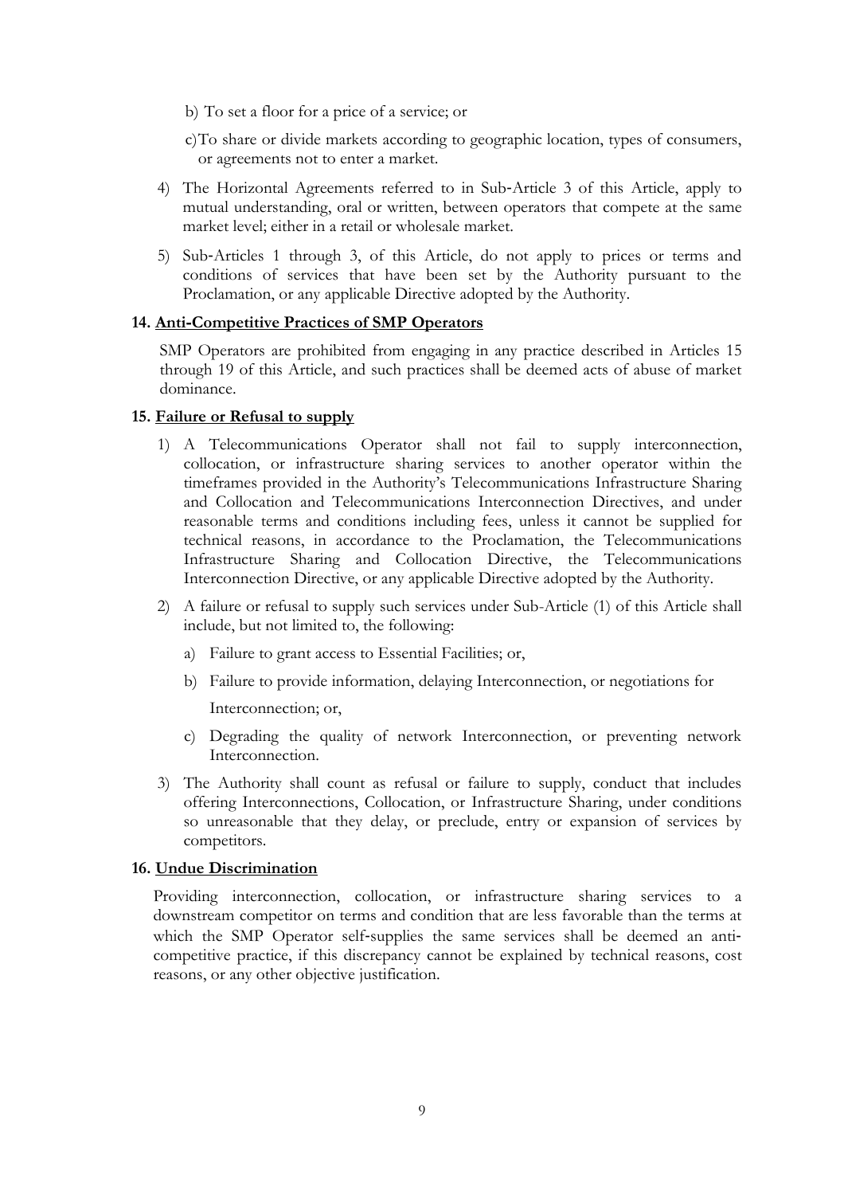b) To set a floor for a price of a service; or

c) To share or divide markets according to geographic location, types of consumers, or agreements not to enter a market.

4) The Horizontal Agreements referred to in Sub-Article 3 of this Article, apply to mutual understanding, oral or written, between operators that compete at the same market level; either in a retail or wholesale market.

5) Sub-Articles 1 through 3, of this Article, do not apply to prices or terms and conditions of services that have been set by the Authority pursuant to the Proclamation, or any applicable Directive adopted by the Authority.

**14. <u>Anti-Competitive Practices of SMP Operators</u>**

SMP Operators are prohibited from engaging in any practice described in Articles 15 through 19 of this Article, and such practices shall be deemed acts of abuse of market dominance.

**15. <u>Failure or Refusal to supply</u>**

1) A Telecommunications Operator shall not fail to supply interconnection, collocation, or infrastructure sharing services to another operator within the timeframes provided in the Authority's Telecommunications Infrastructure Sharing and Collocation and Telecommunications Interconnection Directives, and under reasonable terms and conditions including fees, unless it cannot be supplied for technical reasons, in accordance to the Proclamation, the Telecommunications Infrastructure Sharing and Collocation Directive, the Telecommunications Interconnection Directive, or any applicable Directive adopted by the Authority.

2) A failure or refusal to supply such services under Sub-Article (1) of this Article shall include, but not limited to, the following:

   a) Failure to grant access to Essential Facilities; or,

   b) Failure to provide information, delaying Interconnection, or negotiations for Interconnection; or,

   c) Degrading the quality of network Interconnection, or preventing network Interconnection.

3) The Authority shall count as refusal or failure to supply, conduct that includes offering Interconnections, Collocation, or Infrastructure Sharing, under conditions so unreasonable that they delay, or preclude, entry or expansion of services by competitors.

**16. <u>Undue Discrimination</u>**

Providing interconnection, collocation, or infrastructure sharing services to a downstream competitor on terms and condition that are less favorable than the terms at which the SMP Operator self-supplies the same services shall be deemed an anti-competitive practice, if this discrepancy cannot be explained by technical reasons, cost reasons, or any other objective justification.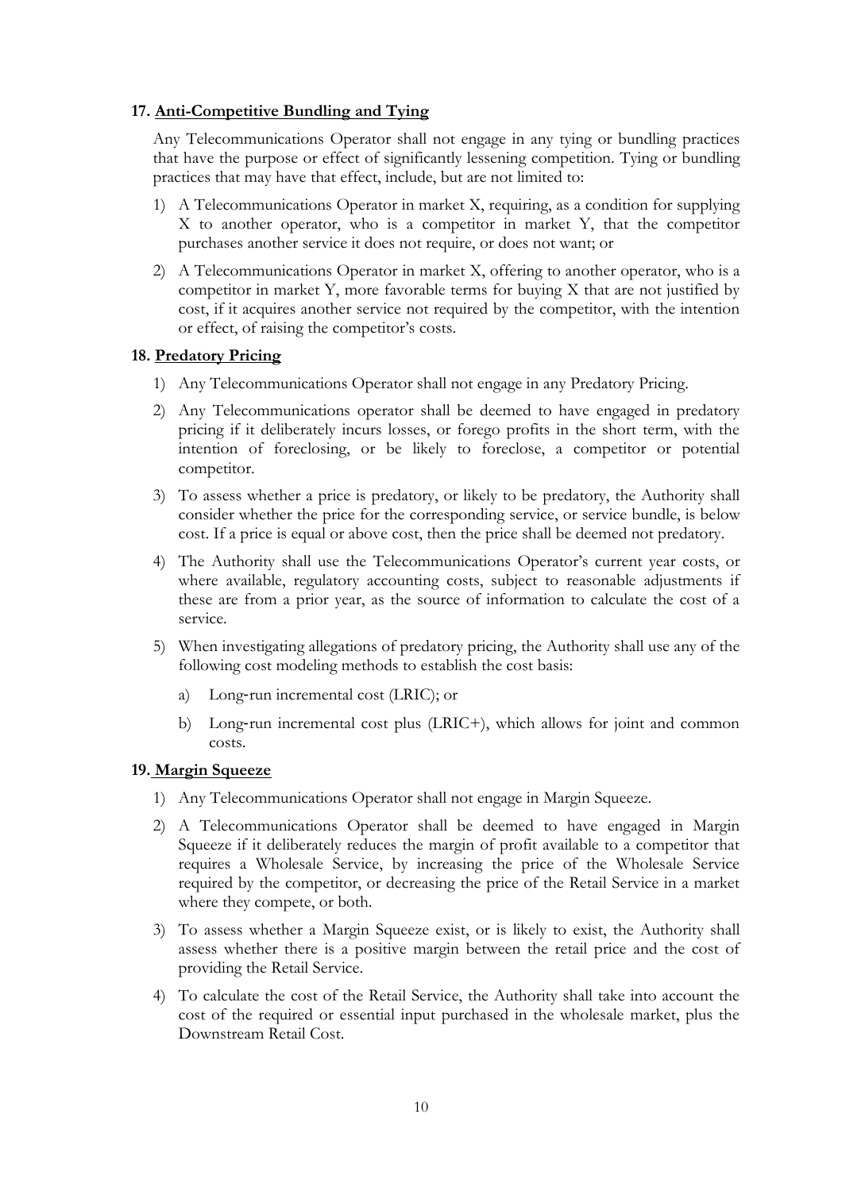## 17. Anti-Competitive Bundling and Tying

Any Telecommunications Operator shall not engage in any tying or bundling practices that have the purpose or effect of significantly lessening competition. Tying or bundling practices that may have that effect, include, but are not limited to:

1) A Telecommunications Operator in market X, requiring, as a condition for supplying X to another operator, who is a competitor in market Y, that the competitor purchases another service it does not require, or does not want; or
2) A Telecommunications Operator in market X, offering to another operator, who is a competitor in market Y, more favorable terms for buying X that are not justified by cost, if it acquires another service not required by the competitor, with the intention or effect, of raising the competitor's costs.

## 18. Predatory Pricing

1) Any Telecommunications Operator shall not engage in any Predatory Pricing.
2) Any Telecommunications operator shall be deemed to have engaged in predatory pricing if it deliberately incurs losses, or forego profits in the short term, with the intention of foreclosing, or be likely to foreclose, a competitor or potential competitor.
3) To assess whether a price is predatory, or likely to be predatory, the Authority shall consider whether the price for the corresponding service, or service bundle, is below cost. If a price is equal or above cost, then the price shall be deemed not predatory.
4) The Authority shall use the Telecommunications Operator's current year costs, or where available, regulatory accounting costs, subject to reasonable adjustments if these are from a prior year, as the source of information to calculate the cost of a service.
5) When investigating allegations of predatory pricing, the Authority shall use any of the following cost modeling methods to establish the cost basis:
   a) Long-run incremental cost (LRIC); or
   b) Long-run incremental cost plus (LRIC+), which allows for joint and common costs.

## 19. Margin Squeeze

1) Any Telecommunications Operator shall not engage in Margin Squeeze.
2) A Telecommunications Operator shall be deemed to have engaged in Margin Squeeze if it deliberately reduces the margin of profit available to a competitor that requires a Wholesale Service, by increasing the price of the Wholesale Service required by the competitor, or decreasing the price of the Retail Service in a market where they compete, or both.
3) To assess whether a Margin Squeeze exist, or is likely to exist, the Authority shall assess whether there is a positive margin between the retail price and the cost of providing the Retail Service.
4) To calculate the cost of the Retail Service, the Authority shall take into account the cost of the required or essential input purchased in the wholesale market, plus the Downstream Retail Cost.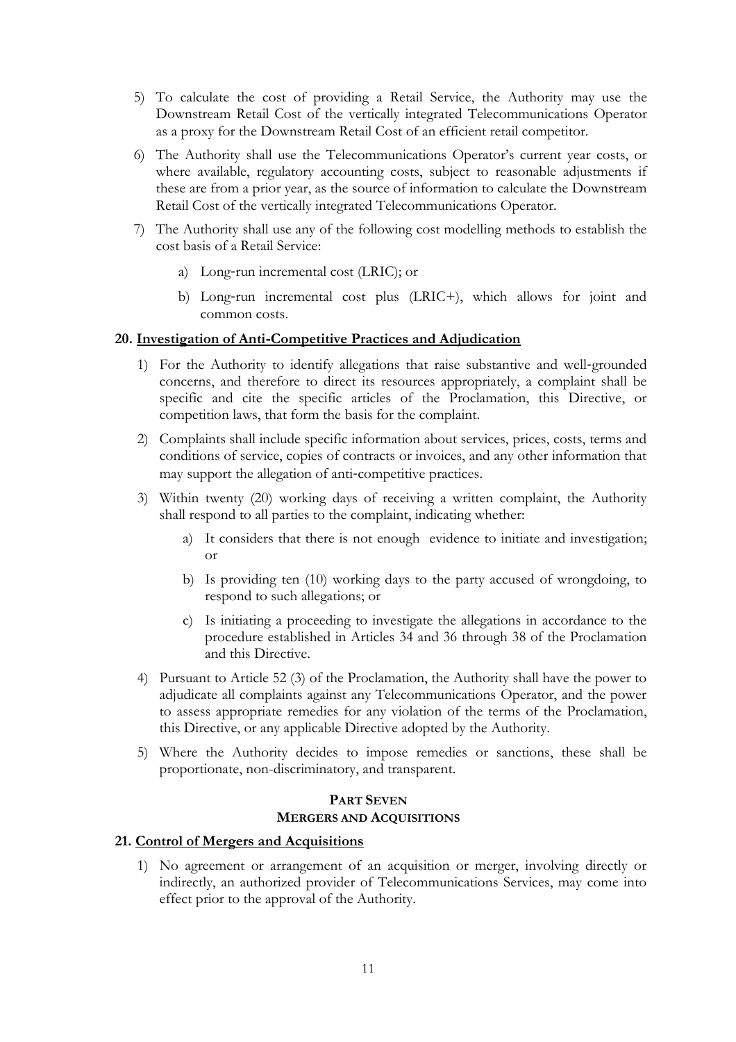5) To calculate the cost of providing a Retail Service, the Authority may use the Downstream Retail Cost of the vertically integrated Telecommunications Operator as a proxy for the Downstream Retail Cost of an efficient retail competitor.

6) The Authority shall use the Telecommunications Operator's current year costs, or where available, regulatory accounting costs, subject to reasonable adjustments if these are from a prior year, as the source of information to calculate the Downstream Retail Cost of the vertically integrated Telecommunications Operator.

7) The Authority shall use any of the following cost modelling methods to establish the cost basis of a Retail Service:

    a) Long-run incremental cost (LRIC); or

    b) Long-run incremental cost plus (LRIC+), which allows for joint and common costs.

**20. <u>Investigation of Anti-Competitive Practices and Adjudication</u>**

1) For the Authority to identify allegations that raise substantive and well-grounded concerns, and therefore to direct its resources appropriately, a complaint shall be specific and cite the specific articles of the Proclamation, this Directive, or competition laws, that form the basis for the complaint.

2) Complaints shall include specific information about services, prices, costs, terms and conditions of service, copies of contracts or invoices, and any other information that may support the allegation of anti-competitive practices.

3) Within twenty (20) working days of receiving a written complaint, the Authority shall respond to all parties to the complaint, indicating whether:

    a) It considers that there is not enough evidence to initiate and investigation; or

    b) Is providing ten (10) working days to the party accused of wrongdoing, to respond to such allegations; or

    c) Is initiating a proceeding to investigate the allegations in accordance to the procedure established in Articles 34 and 36 through 38 of the Proclamation and this Directive.

4) Pursuant to Article 52 (3) of the Proclamation, the Authority shall have the power to adjudicate all complaints against any Telecommunications Operator, and the power to assess appropriate remedies for any violation of the terms of the Proclamation, this Directive, or any applicable Directive adopted by the Authority.

5) Where the Authority decides to impose remedies or sanctions, these shall be proportionate, non-discriminatory, and transparent.

## PART SEVEN
## MERGERS AND ACQUISITIONS

**21. <u>Control of Mergers and Acquisitions</u>**

1) No agreement or arrangement of an acquisition or merger, involving directly or indirectly, an authorized provider of Telecommunications Services, may come into effect prior to the approval of the Authority.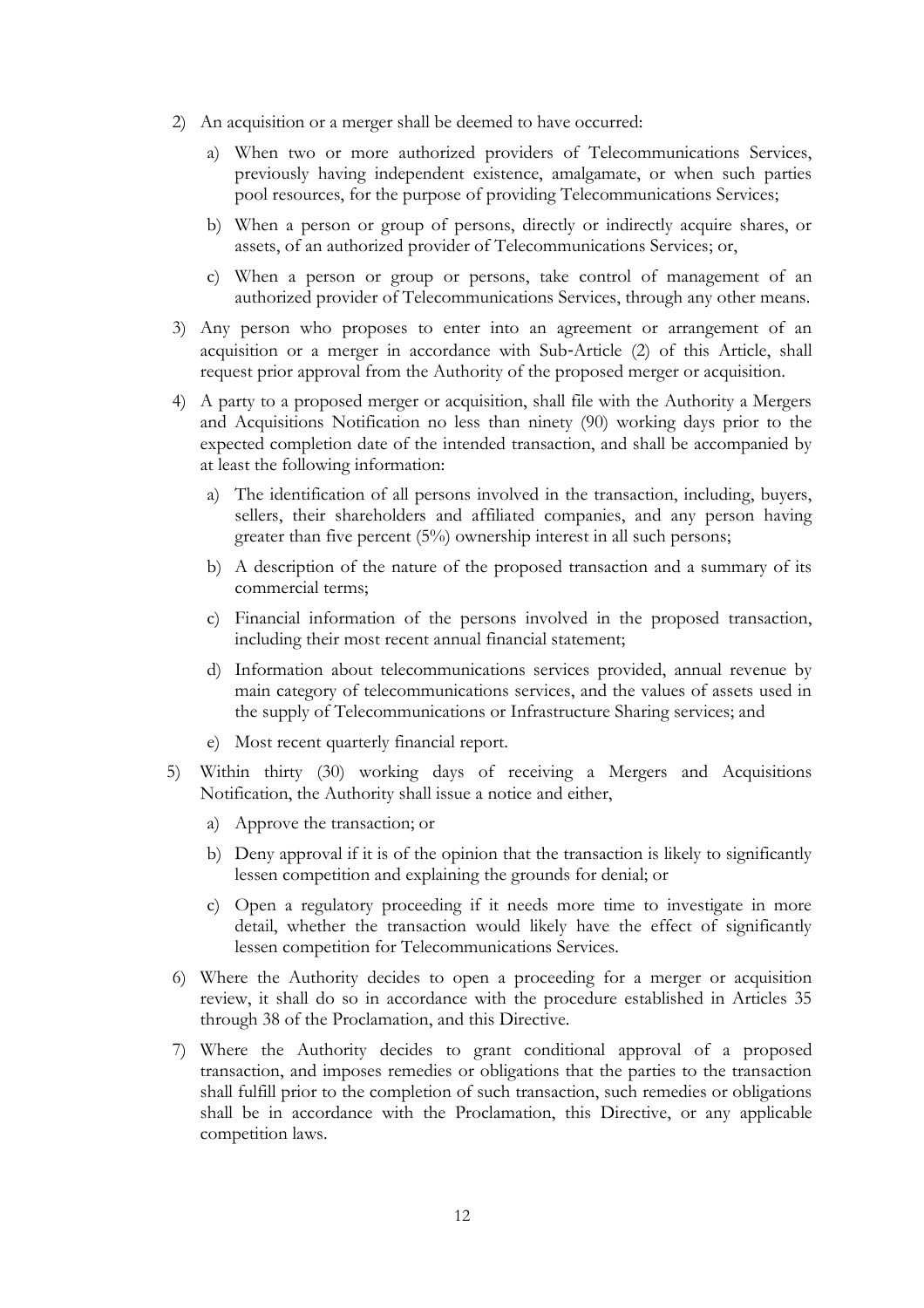2) An acquisition or a merger shall be deemed to have occurred:

   a) When two or more authorized providers of Telecommunications Services, previously having independent existence, amalgamate, or when such parties pool resources, for the purpose of providing Telecommunications Services;

   b) When a person or group of persons, directly or indirectly acquire shares, or assets, of an authorized provider of Telecommunications Services; or,

   c) When a person or group or persons, take control of management of an authorized provider of Telecommunications Services, through any other means.

3) Any person who proposes to enter into an agreement or arrangement of an acquisition or a merger in accordance with Sub-Article (2) of this Article, shall request prior approval from the Authority of the proposed merger or acquisition.

4) A party to a proposed merger or acquisition, shall file with the Authority a Mergers and Acquisitions Notification no less than ninety (90) working days prior to the expected completion date of the intended transaction, and shall be accompanied by at least the following information:

   a) The identification of all persons involved in the transaction, including, buyers, sellers, their shareholders and affiliated companies, and any person having greater than five percent (5%) ownership interest in all such persons;

   b) A description of the nature of the proposed transaction and a summary of its commercial terms;

   c) Financial information of the persons involved in the proposed transaction, including their most recent annual financial statement;

   d) Information about telecommunications services provided, annual revenue by main category of telecommunications services, and the values of assets used in the supply of Telecommunications or Infrastructure Sharing services; and

   e) Most recent quarterly financial report.

5) Within thirty (30) working days of receiving a Mergers and Acquisitions Notification, the Authority shall issue a notice and either,

   a) Approve the transaction; or

   b) Deny approval if it is of the opinion that the transaction is likely to significantly lessen competition and explaining the grounds for denial; or

   c) Open a regulatory proceeding if it needs more time to investigate in more detail, whether the transaction would likely have the effect of significantly lessen competition for Telecommunications Services.

6) Where the Authority decides to open a proceeding for a merger or acquisition review, it shall do so in accordance with the procedure established in Articles 35 through 38 of the Proclamation, and this Directive.

7) Where the Authority decides to grant conditional approval of a proposed transaction, and imposes remedies or obligations that the parties to the transaction shall fulfill prior to the completion of such transaction, such remedies or obligations shall be in accordance with the Proclamation, this Directive, or any applicable competition laws.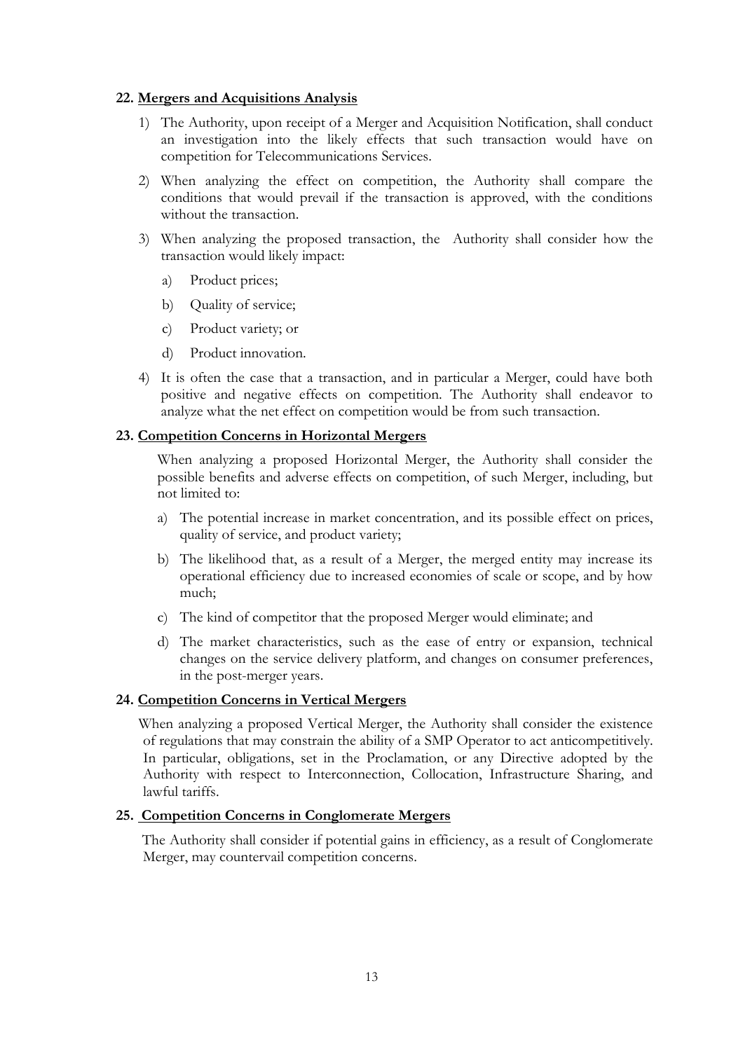**22. Mergers and Acquisitions Analysis**

1) The Authority, upon receipt of a Merger and Acquisition Notification, shall conduct an investigation into the likely effects that such transaction would have on competition for Telecommunications Services.

2) When analyzing the effect on competition, the Authority shall compare the conditions that would prevail if the transaction is approved, with the conditions without the transaction.

3) When analyzing the proposed transaction, the Authority shall consider how the transaction would likely impact:

   a) Product prices;

   b) Quality of service;

   c) Product variety; or

   d) Product innovation.

4) It is often the case that a transaction, and in particular a Merger, could have both positive and negative effects on competition. The Authority shall endeavor to analyze what the net effect on competition would be from such transaction.

**23. Competition Concerns in Horizontal Mergers**

When analyzing a proposed Horizontal Merger, the Authority shall consider the possible benefits and adverse effects on competition, of such Merger, including, but not limited to:

a) The potential increase in market concentration, and its possible effect on prices, quality of service, and product variety;

b) The likelihood that, as a result of a Merger, the merged entity may increase its operational efficiency due to increased economies of scale or scope, and by how much;

c) The kind of competitor that the proposed Merger would eliminate; and

d) The market characteristics, such as the ease of entry or expansion, technical changes on the service delivery platform, and changes on consumer preferences, in the post-merger years.

**24. Competition Concerns in Vertical Mergers**

When analyzing a proposed Vertical Merger, the Authority shall consider the existence of regulations that may constrain the ability of a SMP Operator to act anticompetitively. In particular, obligations, set in the Proclamation, or any Directive adopted by the Authority with respect to Interconnection, Collocation, Infrastructure Sharing, and lawful tariffs.

**25. Competition Concerns in Conglomerate Mergers**

The Authority shall consider if potential gains in efficiency, as a result of Conglomerate Merger, may countervail competition concerns.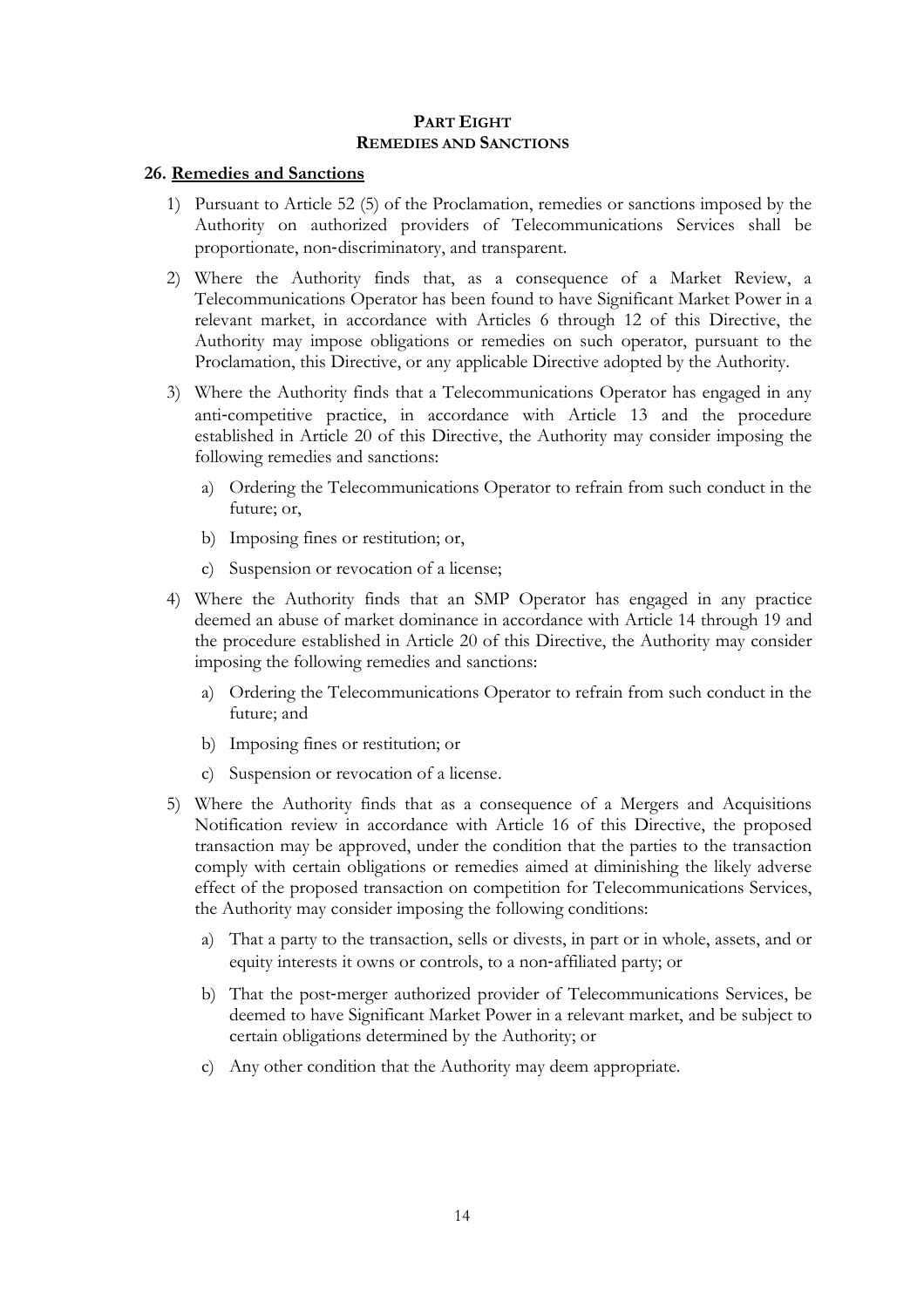## PART EIGHT
## REMEDIES AND SANCTIONS

### 26. Remedies and Sanctions

1) Pursuant to Article 52 (5) of the Proclamation, remedies or sanctions imposed by the Authority on authorized providers of Telecommunications Services shall be proportionate, non-discriminatory, and transparent.

2) Where the Authority finds that, as a consequence of a Market Review, a Telecommunications Operator has been found to have Significant Market Power in a relevant market, in accordance with Articles 6 through 12 of this Directive, the Authority may impose obligations or remedies on such operator, pursuant to the Proclamation, this Directive, or any applicable Directive adopted by the Authority.

3) Where the Authority finds that a Telecommunications Operator has engaged in any anti-competitive practice, in accordance with Article 13 and the procedure established in Article 20 of this Directive, the Authority may consider imposing the following remedies and sanctions:

   a) Ordering the Telecommunications Operator to refrain from such conduct in the future; or,

   b) Imposing fines or restitution; or,

   c) Suspension or revocation of a license;

4) Where the Authority finds that an SMP Operator has engaged in any practice deemed an abuse of market dominance in accordance with Article 14 through 19 and the procedure established in Article 20 of this Directive, the Authority may consider imposing the following remedies and sanctions:

   a) Ordering the Telecommunications Operator to refrain from such conduct in the future; and

   b) Imposing fines or restitution; or

   c) Suspension or revocation of a license.

5) Where the Authority finds that as a consequence of a Mergers and Acquisitions Notification review in accordance with Article 16 of this Directive, the proposed transaction may be approved, under the condition that the parties to the transaction comply with certain obligations or remedies aimed at diminishing the likely adverse effect of the proposed transaction on competition for Telecommunications Services, the Authority may consider imposing the following conditions:

   a) That a party to the transaction, sells or divests, in part or in whole, assets, and or equity interests it owns or controls, to a non-affiliated party; or

   b) That the post-merger authorized provider of Telecommunications Services, be deemed to have Significant Market Power in a relevant market, and be subject to certain obligations determined by the Authority; or

   c) Any other condition that the Authority may deem appropriate.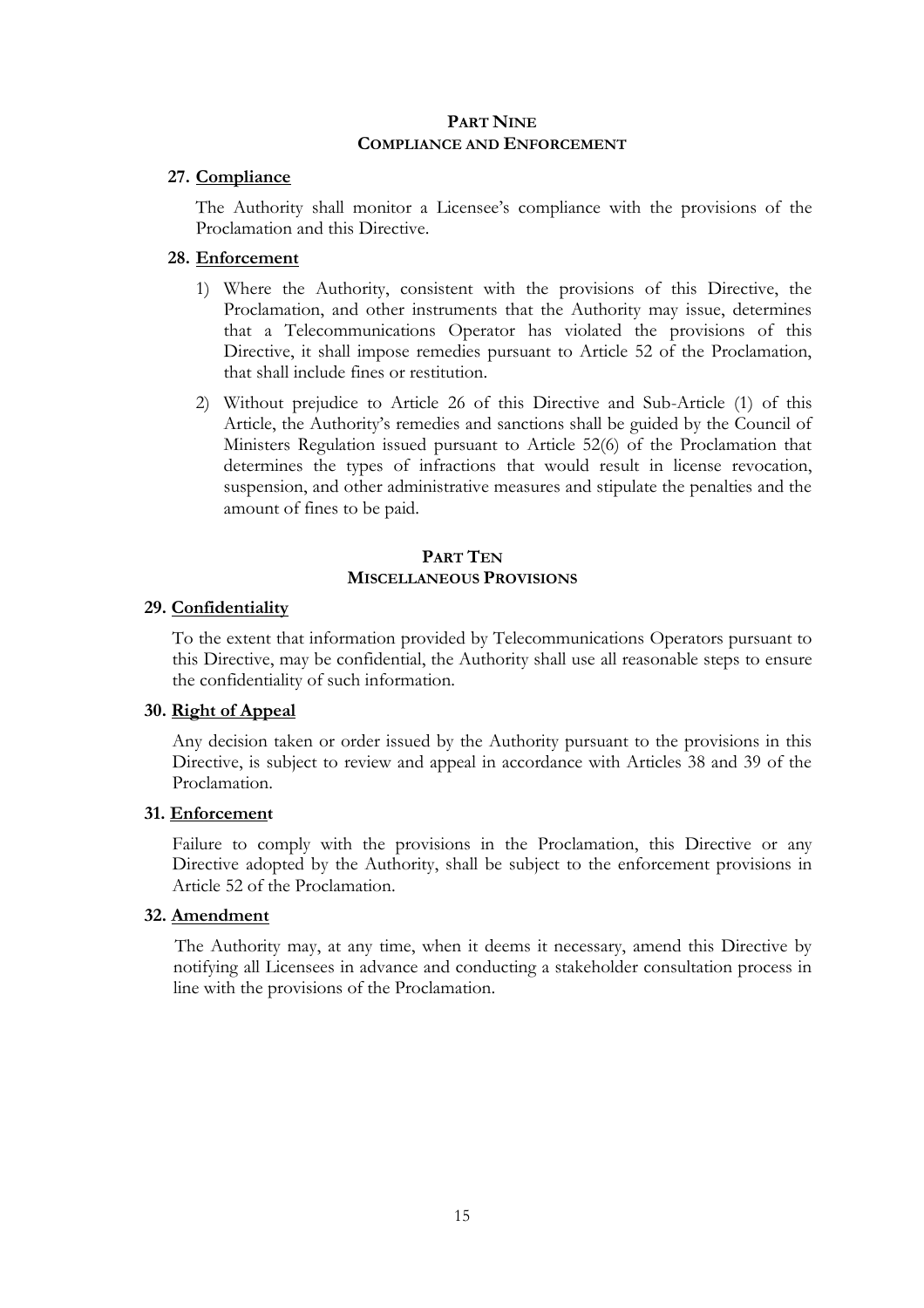## PART NINE
## COMPLIANCE AND ENFORCEMENT

### 27. Compliance

The Authority shall monitor a Licensee's compliance with the provisions of the Proclamation and this Directive.

### 28. Enforcement

1) Where the Authority, consistent with the provisions of this Directive, the Proclamation, and other instruments that the Authority may issue, determines that a Telecommunications Operator has violated the provisions of this Directive, it shall impose remedies pursuant to Article 52 of the Proclamation, that shall include fines or restitution.

2) Without prejudice to Article 26 of this Directive and Sub-Article (1) of this Article, the Authority's remedies and sanctions shall be guided by the Council of Ministers Regulation issued pursuant to Article 52(6) of the Proclamation that determines the types of infractions that would result in license revocation, suspension, and other administrative measures and stipulate the penalties and the amount of fines to be paid.

## PART TEN
## MISCELLANEOUS PROVISIONS

### 29. Confidentiality

To the extent that information provided by Telecommunications Operators pursuant to this Directive, may be confidential, the Authority shall use all reasonable steps to ensure the confidentiality of such information.

### 30. Right of Appeal

Any decision taken or order issued by the Authority pursuant to the provisions in this Directive, is subject to review and appeal in accordance with Articles 38 and 39 of the Proclamation.

### 31. Enforcement

Failure to comply with the provisions in the Proclamation, this Directive or any Directive adopted by the Authority, shall be subject to the enforcement provisions in Article 52 of the Proclamation.

### 32. Amendment

The Authority may, at any time, when it deems it necessary, amend this Directive by notifying all Licensees in advance and conducting a stakeholder consultation process in line with the provisions of the Proclamation.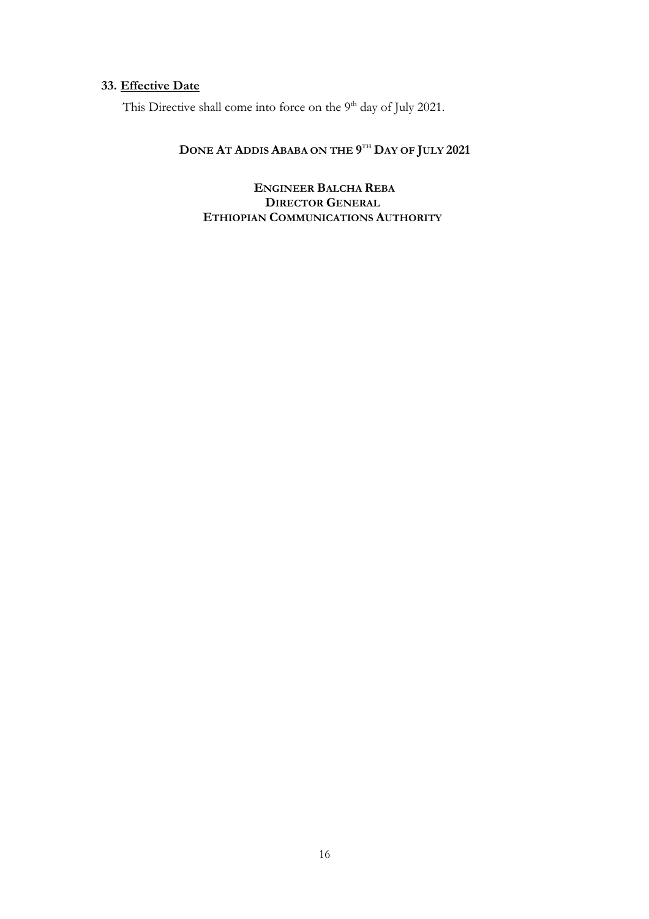**33. Effective Date**

This Directive shall come into force on the 9th day of July 2021.

**DONE AT ADDIS ABABA ON THE 9TH DAY OF JULY 2021**

**ENGINEER BALCHA REBA**
**DIRECTOR GENERAL**
**ETHIOPIAN COMMUNICATIONS AUTHORITY**